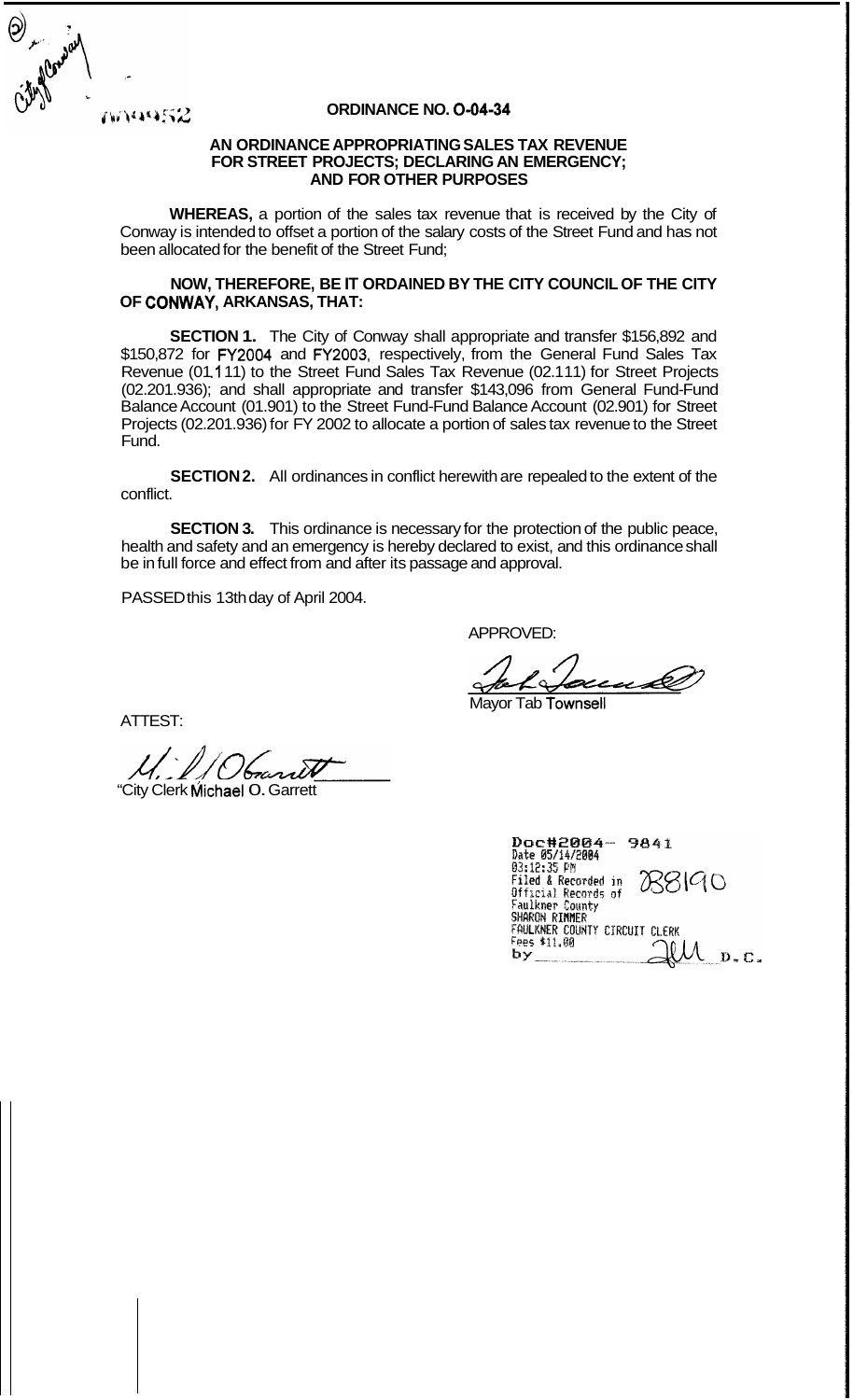City of Conway

00049552

**ORDINANCE NO. O-04-34**

**AN ORDINANCE APPROPRIATING SALES TAX REVENUE FOR STREET PROJECTS; DECLARING AN EMERGENCY; AND FOR OTHER PURPOSES**

**WHEREAS,** a portion of the sales tax revenue that is received by the City of Conway is intended to offset a portion of the salary costs of the Street Fund and has not been allocated for the benefit of the Street Fund;

**NOW, THEREFORE, BE IT ORDAINED BY THE CITY COUNCIL OF THE CITY OF CONWAY, ARKANSAS, THAT:**

**SECTION 1.** The City of Conway shall appropriate and transfer $156,892 and $150,872 for FY2004 and FY2003, respectively, from the General Fund Sales Tax Revenue (01.111) to the Street Fund Sales Tax Revenue (02.111) for Street Projects (02.201.936); and shall appropriate and transfer $143,096 from General Fund-Fund Balance Account (01.901) to the Street Fund-Fund Balance Account (02.901) for Street Projects (02.201.936) for FY 2002 to allocate a portion of sales tax revenue to the Street Fund.

**SECTION 2.** All ordinances in conflict herewith are repealed to the extent of the conflict.

**SECTION 3.** This ordinance is necessary for the protection of the public peace, health and safety and an emergency is hereby declared to exist, and this ordinance shall be in full force and effect from and after its passage and approval.

PASSED this 13th day of April 2004.

APPROVED:

Mayor Tab Townsell

ATTEST:

City Clerk Michael O. Garrett

Doc#2004- 9841
Date 05/14/2004
03:12:35 PM
Filed & Recorded in Official Records of Faulkner County
SHARON RIMMER
FAULKNER COUNTY CIRCUIT CLERK
Fees $11.00
by ______ D.C.

388190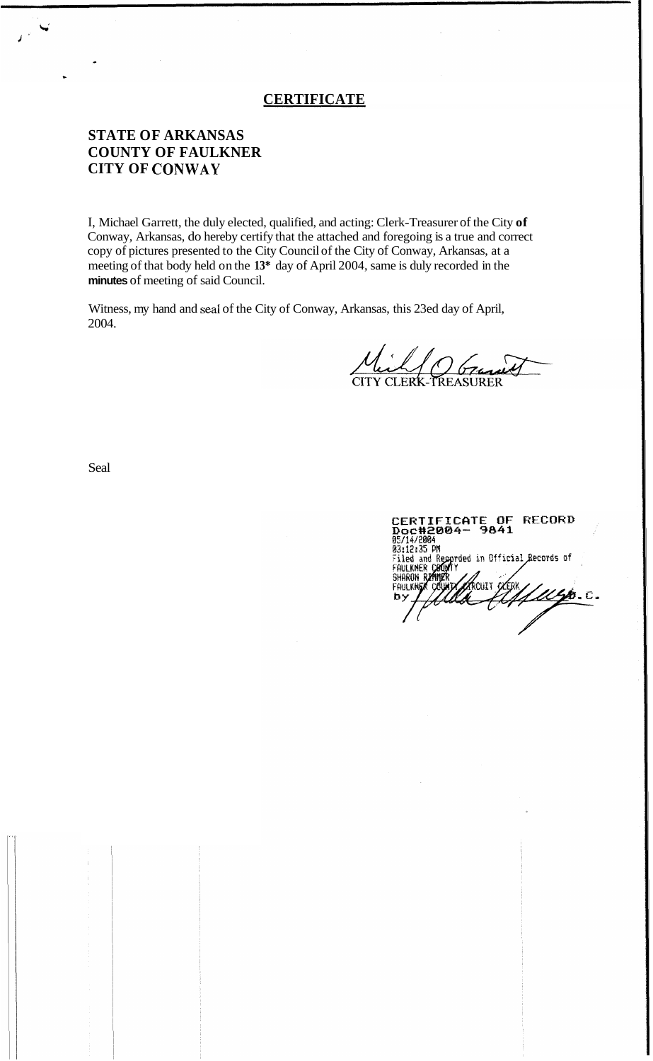## CERTIFICATE

**STATE OF ARKANSAS**
**COUNTY OF FAULKNER**
**CITY OF CONWAY**

I, Michael Garrett, the duly elected, qualified, and acting: Clerk-Treasurer of the City **of** Conway, Arkansas, do hereby certify that the attached and foregoing is a true and correct copy of pictures presented to the City Council of the City of Conway, Arkansas, at a meeting of that body held on the **13*** day of April 2004, same is duly recorded in the **minutes** of meeting of said Council.

Witness, my hand and seal of the City of Conway, Arkansas, this 23ed day of April, 2004.

CITY CLERK-TREASURER

Seal

CERTIFICATE OF RECORD
Doc#2004- 9841
05/14/2004
03:12:35 PM
Filed and Recorded in Official Records of
FAULKNER COUNTY
SHARON RIMMER
FAULKNER COUNTY CIRCUIT CLERK
by D.C.